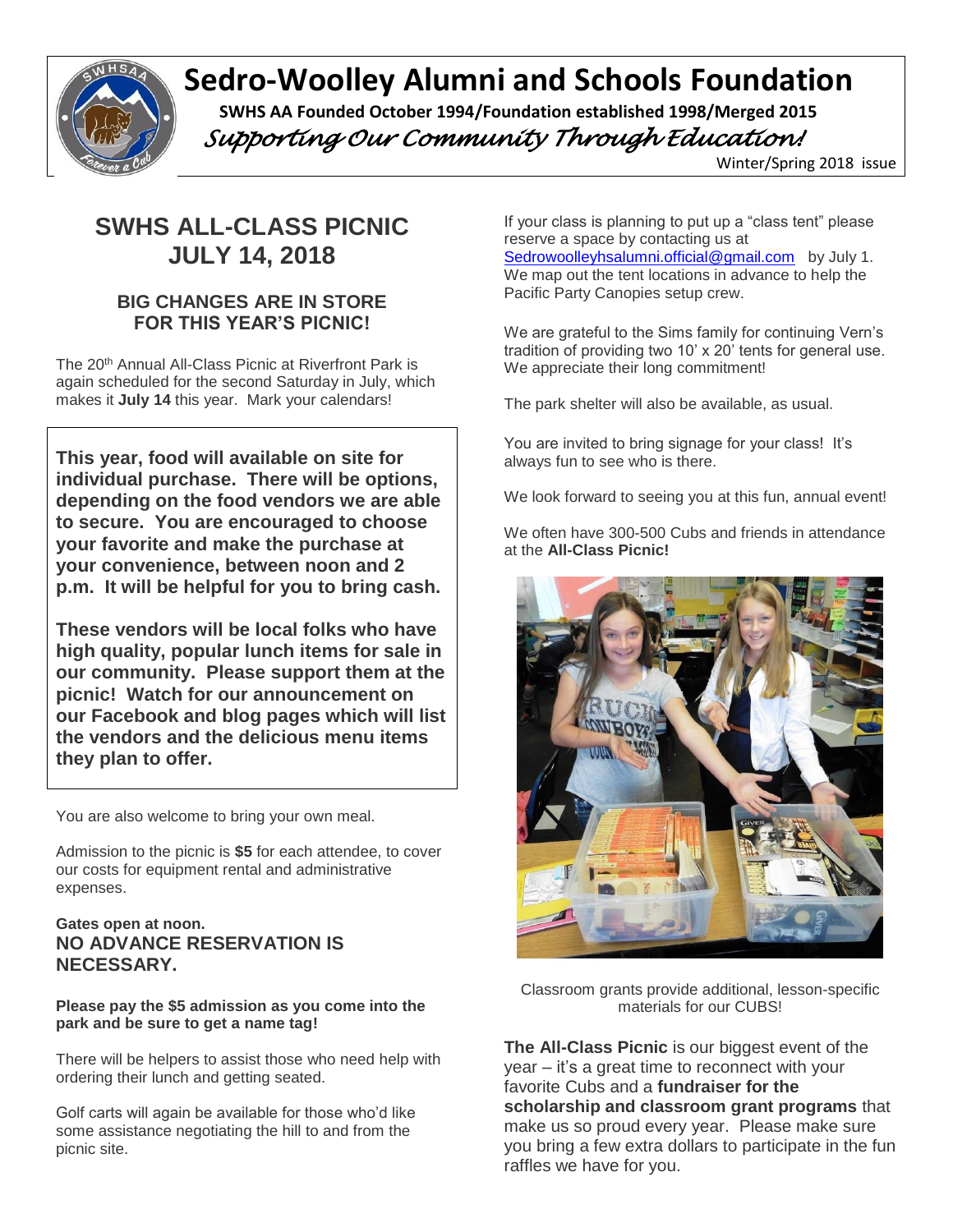# Sedro-Woolley Alumni and Schools Foundation

**SWHS AA Founded October 1994/Foundation established 1998/Merged 2015**

*Supporting Our Community Through Education!*

Winter/Spring 2018 issue

## SWHS ALL-CLASS PICNIC JULY 14, 2018

### BIG CHANGES ARE IN STORE FOR THIS YEAR'S PICNIC!

The 20th Annual All-Class Picnic at Riverfront Park is again scheduled for the second Saturday in July, which makes it **July 14** this year. Mark your calendars!

**This year, food will available on site for individual purchase. There will be options, depending on the food vendors we are able to secure. You are encouraged to choose your favorite and make the purchase at your convenience, between noon and 2 p.m. It will be helpful for you to bring cash.**

**These vendors will be local folks who have high quality, popular lunch items for sale in our community. Please support them at the picnic! Watch for our announcement on our Facebook and blog pages which will list the vendors and the delicious menu items they plan to offer.**

You are also welcome to bring your own meal.

Admission to the picnic is **$5** for each attendee, to cover our costs for equipment rental and administrative expenses.

**Gates open at noon.**
**NO ADVANCE RESERVATION IS NECESSARY.**

**Please pay the $5 admission as you come into the park and be sure to get a name tag!**

There will be helpers to assist those who need help with ordering their lunch and getting seated.

Golf carts will again be available for those who'd like some assistance negotiating the hill to and from the picnic site.

If your class is planning to put up a "class tent" please reserve a space by contacting us at Sedrowoolleyhsalumni.official@gmail.com by July 1. We map out the tent locations in advance to help the Pacific Party Canopies setup crew.

We are grateful to the Sims family for continuing Vern's tradition of providing two 10' x 20' tents for general use. We appreciate their long commitment!

The park shelter will also be available, as usual.

You are invited to bring signage for your class! It's always fun to see who is there.

We look forward to seeing you at this fun, annual event!

We often have 300-500 Cubs and friends in attendance at the **All-Class Picnic!**

Classroom grants provide additional, lesson-specific materials for our CUBS!

**The All-Class Picnic** is our biggest event of the year – it's a great time to reconnect with your favorite Cubs and a **fundraiser for the scholarship and classroom grant programs** that make us so proud every year. Please make sure you bring a few extra dollars to participate in the fun raffles we have for you.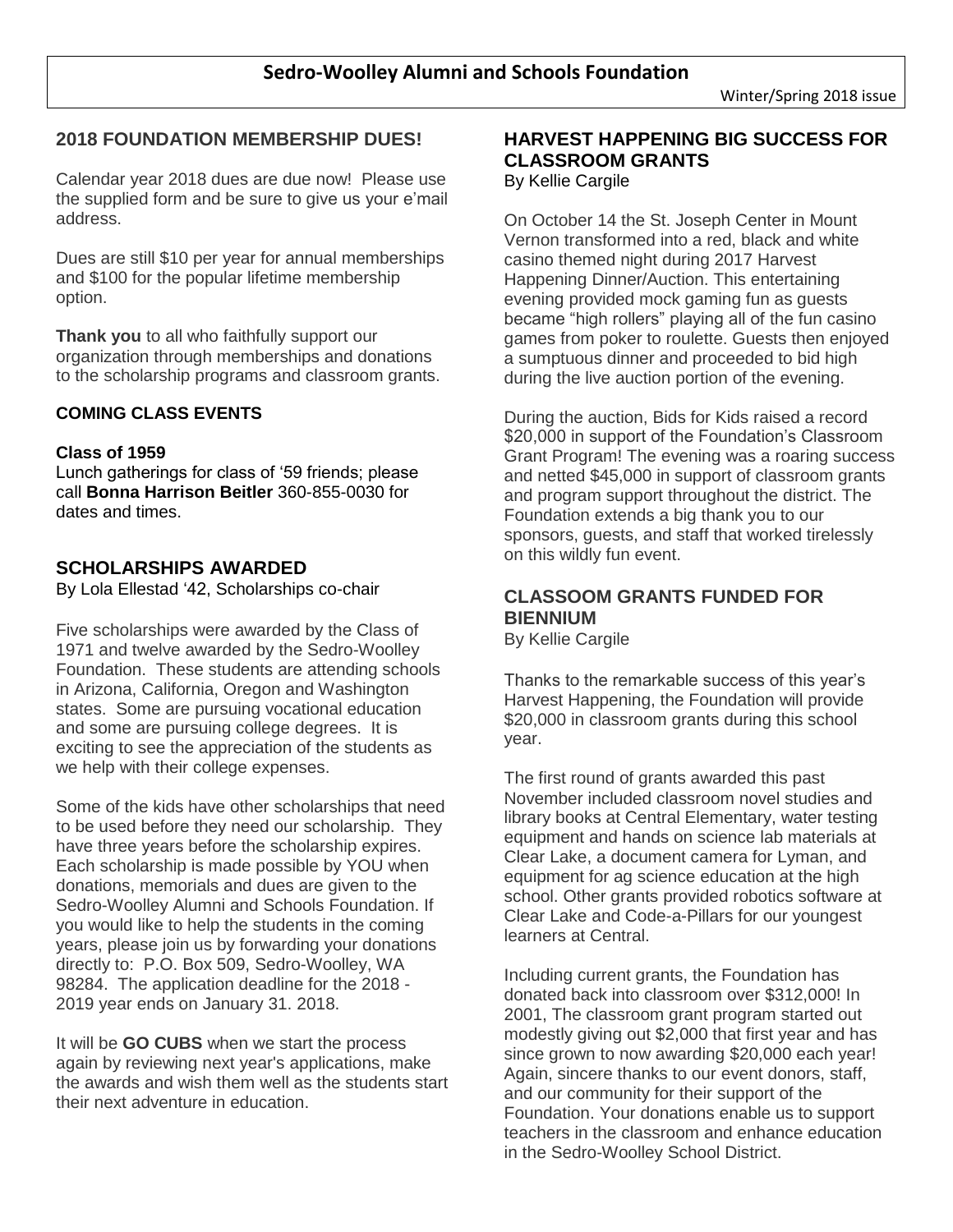# Sedro-Woolley Alumni and Schools Foundation

Winter/Spring 2018 issue

## 2018 FOUNDATION MEMBERSHIP DUES!

Calendar year 2018 dues are due now! Please use the supplied form and be sure to give us your e'mail address.

Dues are still $10 per year for annual memberships and $100 for the popular lifetime membership option.

**Thank you** to all who faithfully support our organization through memberships and donations to the scholarship programs and classroom grants.

### COMING CLASS EVENTS

**Class of 1959**
Lunch gatherings for class of '59 friends; please call **Bonna Harrison Beitler** 360-855-0030 for dates and times.

## SCHOLARSHIPS AWARDED

By Lola Ellestad '42, Scholarships co-chair

Five scholarships were awarded by the Class of 1971 and twelve awarded by the Sedro-Woolley Foundation. These students are attending schools in Arizona, California, Oregon and Washington states. Some are pursuing vocational education and some are pursuing college degrees. It is exciting to see the appreciation of the students as we help with their college expenses.

Some of the kids have other scholarships that need to be used before they need our scholarship. They have three years before the scholarship expires. Each scholarship is made possible by YOU when donations, memorials and dues are given to the Sedro-Woolley Alumni and Schools Foundation. If you would like to help the students in the coming years, please join us by forwarding your donations directly to: P.O. Box 509, Sedro-Woolley, WA 98284. The application deadline for the 2018 - 2019 year ends on January 31. 2018.

It will be **GO CUBS** when we start the process again by reviewing next year's applications, make the awards and wish them well as the students start their next adventure in education.

## HARVEST HAPPENING BIG SUCCESS FOR CLASSROOM GRANTS

By Kellie Cargile

On October 14 the St. Joseph Center in Mount Vernon transformed into a red, black and white casino themed night during 2017 Harvest Happening Dinner/Auction. This entertaining evening provided mock gaming fun as guests became "high rollers" playing all of the fun casino games from poker to roulette. Guests then enjoyed a sumptuous dinner and proceeded to bid high during the live auction portion of the evening.

During the auction, Bids for Kids raised a record $20,000 in support of the Foundation's Classroom Grant Program! The evening was a roaring success and netted $45,000 in support of classroom grants and program support throughout the district. The Foundation extends a big thank you to our sponsors, guests, and staff that worked tirelessly on this wildly fun event.

## CLASSOOM GRANTS FUNDED FOR BIENNIUM

By Kellie Cargile

Thanks to the remarkable success of this year's Harvest Happening, the Foundation will provide $20,000 in classroom grants during this school year.

The first round of grants awarded this past November included classroom novel studies and library books at Central Elementary, water testing equipment and hands on science lab materials at Clear Lake, a document camera for Lyman, and equipment for ag science education at the high school. Other grants provided robotics software at Clear Lake and Code-a-Pillars for our youngest learners at Central.

Including current grants, the Foundation has donated back into classroom over $312,000! In 2001, The classroom grant program started out modestly giving out $2,000 that first year and has since grown to now awarding $20,000 each year! Again, sincere thanks to our event donors, staff, and our community for their support of the Foundation. Your donations enable us to support teachers in the classroom and enhance education in the Sedro-Woolley School District.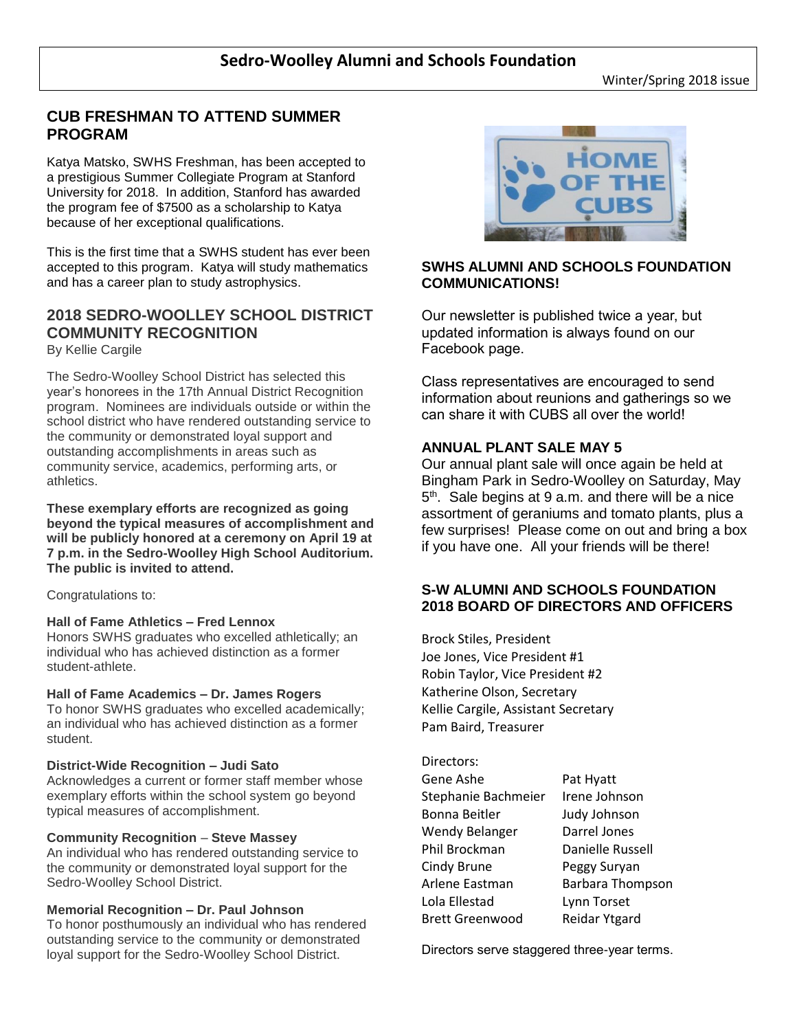# Sedro-Woolley Alumni and Schools Foundation

Winter/Spring 2018 issue

## CUB FRESHMAN TO ATTEND SUMMER PROGRAM

Katya Matsko, SWHS Freshman, has been accepted to a prestigious Summer Collegiate Program at Stanford University for 2018. In addition, Stanford has awarded the program fee of $7500 as a scholarship to Katya because of her exceptional qualifications.

This is the first time that a SWHS student has ever been accepted to this program. Katya will study mathematics and has a career plan to study astrophysics.

## 2018 SEDRO-WOOLLEY SCHOOL DISTRICT COMMUNITY RECOGNITION

By Kellie Cargile

The Sedro-Woolley School District has selected this year's honorees in the 17th Annual District Recognition program. Nominees are individuals outside or within the school district who have rendered outstanding service to the community or demonstrated loyal support and outstanding accomplishments in areas such as community service, academics, performing arts, or athletics.

**These exemplary efforts are recognized as going beyond the typical measures of accomplishment and will be publicly honored at a ceremony on April 19 at 7 p.m. in the Sedro-Woolley High School Auditorium. The public is invited to attend.**

Congratulations to:

**Hall of Fame Athletics – Fred Lennox**
Honors SWHS graduates who excelled athletically; an individual who has achieved distinction as a former student-athlete.

**Hall of Fame Academics – Dr. James Rogers**
To honor SWHS graduates who excelled academically; an individual who has achieved distinction as a former student.

**District-Wide Recognition – Judi Sato**
Acknowledges a current or former staff member whose exemplary efforts within the school system go beyond typical measures of accomplishment.

**Community Recognition – Steve Massey**
An individual who has rendered outstanding service to the community or demonstrated loyal support for the Sedro-Woolley School District.

**Memorial Recognition – Dr. Paul Johnson**
To honor posthumously an individual who has rendered outstanding service to the community or demonstrated loyal support for the Sedro-Woolley School District.

## SWHS ALUMNI AND SCHOOLS FOUNDATION COMMUNICATIONS!

Our newsletter is published twice a year, but updated information is always found on our Facebook page.

Class representatives are encouraged to send information about reunions and gatherings so we can share it with CUBS all over the world!

## ANNUAL PLANT SALE MAY 5

Our annual plant sale will once again be held at Bingham Park in Sedro-Woolley on Saturday, May 5th. Sale begins at 9 a.m. and there will be a nice assortment of geraniums and tomato plants, plus a few surprises! Please come on out and bring a box if you have one. All your friends will be there!

## S-W ALUMNI AND SCHOOLS FOUNDATION 2018 BOARD OF DIRECTORS AND OFFICERS

Brock Stiles, President
Joe Jones, Vice President #1
Robin Taylor, Vice President #2
Katherine Olson, Secretary
Kellie Cargile, Assistant Secretary
Pam Baird, Treasurer

Directors:

| | |
|---|---|
| Gene Ashe | Pat Hyatt |
| Stephanie Bachmeier | Irene Johnson |
| Bonna Beitler | Judy Johnson |
| Wendy Belanger | Darrel Jones |
| Phil Brockman | Danielle Russell |
| Cindy Brune | Peggy Suryan |
| Arlene Eastman | Barbara Thompson |
| Lola Ellestad | Lynn Torset |
| Brett Greenwood | Reidar Ytgard |

Directors serve staggered three-year terms.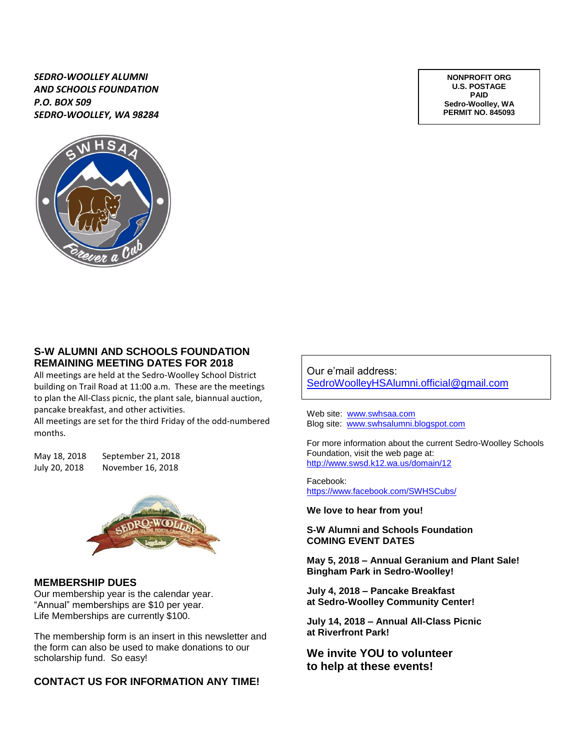*SEDRO-WOOLLEY ALUMNI*
*AND SCHOOLS FOUNDATION*
*P.O. BOX 509*
*SEDRO-WOOLLEY, WA 98284*

**NONPROFIT ORG**
**U.S. POSTAGE**
**PAID**
**Sedro-Woolley, WA**
**PERMIT NO. 845093**

## S-W ALUMNI AND SCHOOLS FOUNDATION REMAINING MEETING DATES FOR 2018

All meetings are held at the Sedro-Woolley School District building on Trail Road at 11:00 a.m. These are the meetings to plan the All-Class picnic, the plant sale, biannual auction, pancake breakfast, and other activities.
All meetings are set for the third Friday of the odd-numbered months.

| | |
|---|---|
| May 18, 2018 | September 21, 2018 |
| July 20, 2018 | November 16, 2018 |

## MEMBERSHIP DUES

Our membership year is the calendar year.
"Annual" memberships are $10 per year.
Life Memberships are currently $100.

The membership form is an insert in this newsletter and the form can also be used to make donations to our scholarship fund. So easy!

## CONTACT US FOR INFORMATION ANY TIME!

Our e'mail address:
SedroWoolleyHSAlumni.official@gmail.com

Web site: www.swhsaa.com
Blog site: www.swhsalumni.blogspot.com

For more information about the current Sedro-Woolley Schools Foundation, visit the web page at:
http://www.swsd.k12.wa.us/domain/12

Facebook:
https://www.facebook.com/SWHSCubs/

**We love to hear from you!**

**S-W Alumni and Schools Foundation**
**COMING EVENT DATES**

**May 5, 2018 – Annual Geranium and Plant Sale!**
**Bingham Park in Sedro-Woolley!**

**July 4, 2018 – Pancake Breakfast**
**at Sedro-Woolley Community Center!**

**July 14, 2018 – Annual All-Class Picnic**
**at Riverfront Park!**

**We invite YOU to volunteer to help at these events!**